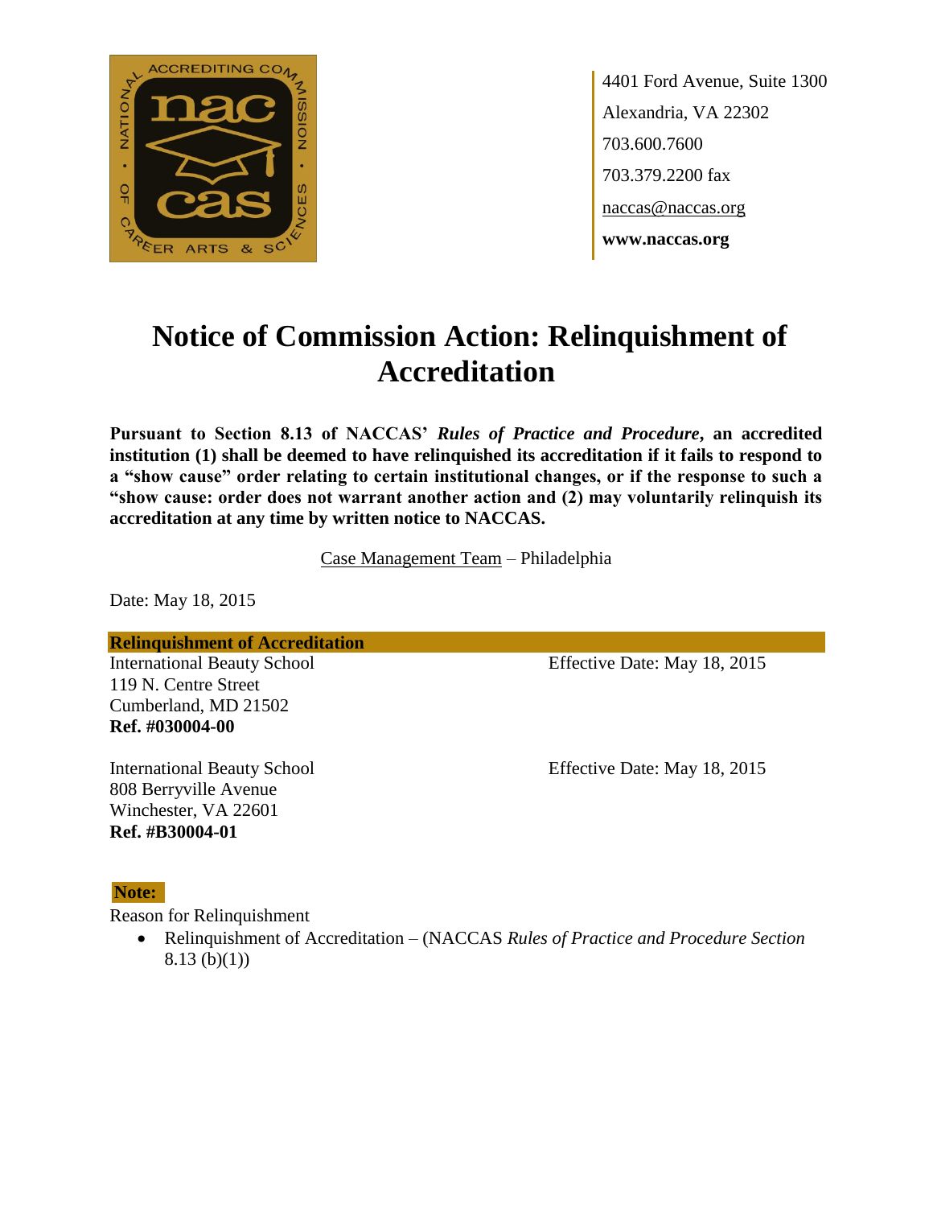4401 Ford Avenue, Suite 1300
Alexandria, VA 22302
703.600.7600
703.379.2200 fax
naccas@naccas.org
**www.naccas.org**

# Notice of Commission Action: Relinquishment of Accreditation

**Pursuant to Section 8.13 of NACCAS' *Rules of Practice and Procedure*, an accredited institution (1) shall be deemed to have relinquished its accreditation if it fails to respond to a "show cause" order relating to certain institutional changes, or if the response to such a "show cause: order does not warrant another action and (2) may voluntarily relinquish its accreditation at any time by written notice to NACCAS.**

Case Management Team – Philadelphia

Date: May 18, 2015

**Relinquishment of Accreditation**

International Beauty School
119 N. Centre Street
Cumberland, MD 21502
**Ref. #030004-00**

Effective Date: May 18, 2015

International Beauty School
808 Berryville Avenue
Winchester, VA 22601
**Ref. #B30004-01**

Effective Date: May 18, 2015

**Note:**

Reason for Relinquishment

- Relinquishment of Accreditation – (NACCAS *Rules of Practice and Procedure Section* 8.13 (b)(1))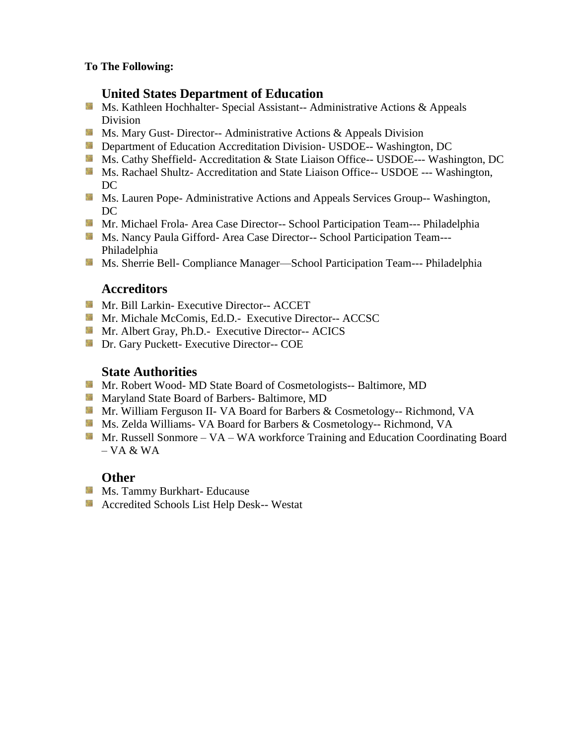**To The Following:**

## United States Department of Education

- Ms. Kathleen Hochhalter- Special Assistant-- Administrative Actions & Appeals Division
- Ms. Mary Gust- Director-- Administrative Actions & Appeals Division
- Department of Education Accreditation Division- USDOE-- Washington, DC
- Ms. Cathy Sheffield- Accreditation & State Liaison Office-- USDOE--- Washington, DC
- Ms. Rachael Shultz- Accreditation and State Liaison Office-- USDOE --- Washington, DC
- Ms. Lauren Pope- Administrative Actions and Appeals Services Group-- Washington, DC
- Mr. Michael Frola- Area Case Director-- School Participation Team--- Philadelphia
- Ms. Nancy Paula Gifford- Area Case Director-- School Participation Team--- Philadelphia
- Ms. Sherrie Bell- Compliance Manager—School Participation Team--- Philadelphia

## Accreditors

- Mr. Bill Larkin- Executive Director-- ACCET
- Mr. Michale McComis, Ed.D.- Executive Director-- ACCSC
- Mr. Albert Gray, Ph.D.- Executive Director-- ACICS
- Dr. Gary Puckett- Executive Director-- COE

## State Authorities

- Mr. Robert Wood- MD State Board of Cosmetologists-- Baltimore, MD
- Maryland State Board of Barbers- Baltimore, MD
- Mr. William Ferguson II- VA Board for Barbers & Cosmetology-- Richmond, VA
- Ms. Zelda Williams- VA Board for Barbers & Cosmetology-- Richmond, VA
- Mr. Russell Sonmore – VA – WA workforce Training and Education Coordinating Board – VA & WA

## Other

- Ms. Tammy Burkhart- Educause
- Accredited Schools List Help Desk-- Westat